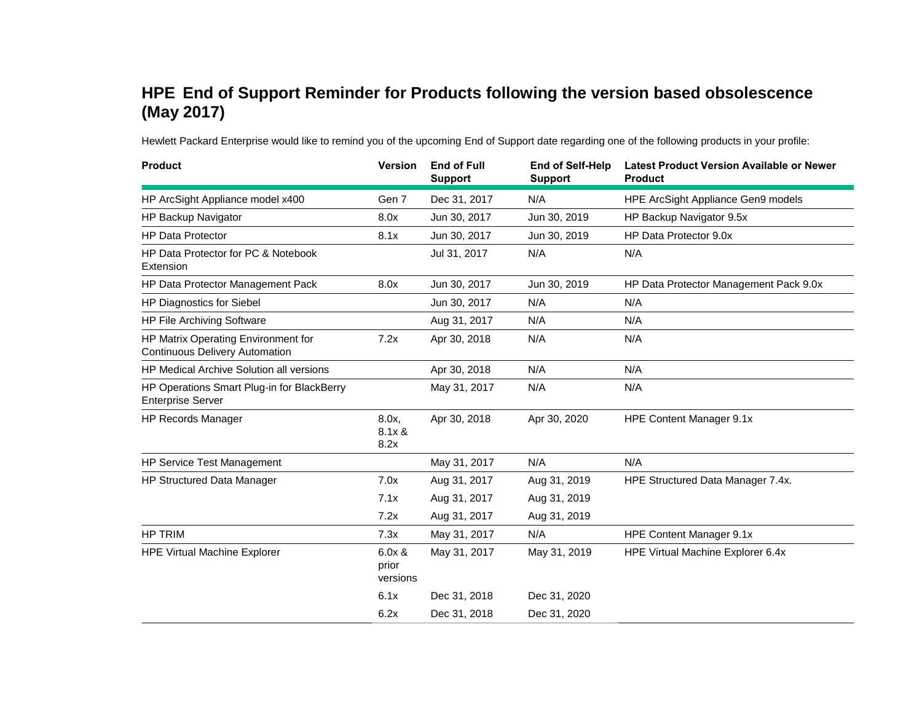# HPE End of Support Reminder for Products following the version based obsolescence (May 2017)

Hewlett Packard Enterprise would like to remind you of the upcoming End of Support date regarding one of the following products in your profile:

| Product | Version | End of Full Support | End of Self-Help Support | Latest Product Version Available or Newer Product |
|---|---|---|---|---|
| HP ArcSight Appliance model x400 | Gen 7 | Dec 31, 2017 | N/A | HPE ArcSight Appliance Gen9 models |
| HP Backup Navigator | 8.0x | Jun 30, 2017 | Jun 30, 2019 | HP Backup Navigator 9.5x |
| HP Data Protector | 8.1x | Jun 30, 2017 | Jun 30, 2019 | HP Data Protector 9.0x |
| HP Data Protector for PC & Notebook Extension | | Jul 31, 2017 | N/A | N/A |
| HP Data Protector Management Pack | 8.0x | Jun 30, 2017 | Jun 30, 2019 | HP Data Protector Management Pack 9.0x |
| HP Diagnostics for Siebel | | Jun 30, 2017 | N/A | N/A |
| HP File Archiving Software | | Aug 31, 2017 | N/A | N/A |
| HP Matrix Operating Environment for Continuous Delivery Automation | 7.2x | Apr 30, 2018 | N/A | N/A |
| HP Medical Archive Solution all versions | | Apr 30, 2018 | N/A | N/A |
| HP Operations Smart Plug-in for BlackBerry Enterprise Server | | May 31, 2017 | N/A | N/A |
| HP Records Manager | 8.0x, 8.1x & 8.2x | Apr 30, 2018 | Apr 30, 2020 | HPE Content Manager 9.1x |
| HP Service Test Management | | May 31, 2017 | N/A | N/A |
| HP Structured Data Manager | 7.0x | Aug 31, 2017 | Aug 31, 2019 | HPE Structured Data Manager 7.4x. |
| | 7.1x | Aug 31, 2017 | Aug 31, 2019 | |
| | 7.2x | Aug 31, 2017 | Aug 31, 2019 | |
| HP TRIM | 7.3x | May 31, 2017 | N/A | HPE Content Manager 9.1x |
| HPE Virtual Machine Explorer | 6.0x & prior versions | May 31, 2017 | May 31, 2019 | HPE Virtual Machine Explorer 6.4x |
| | 6.1x | Dec 31, 2018 | Dec 31, 2020 | |
| | 6.2x | Dec 31, 2018 | Dec 31, 2020 | |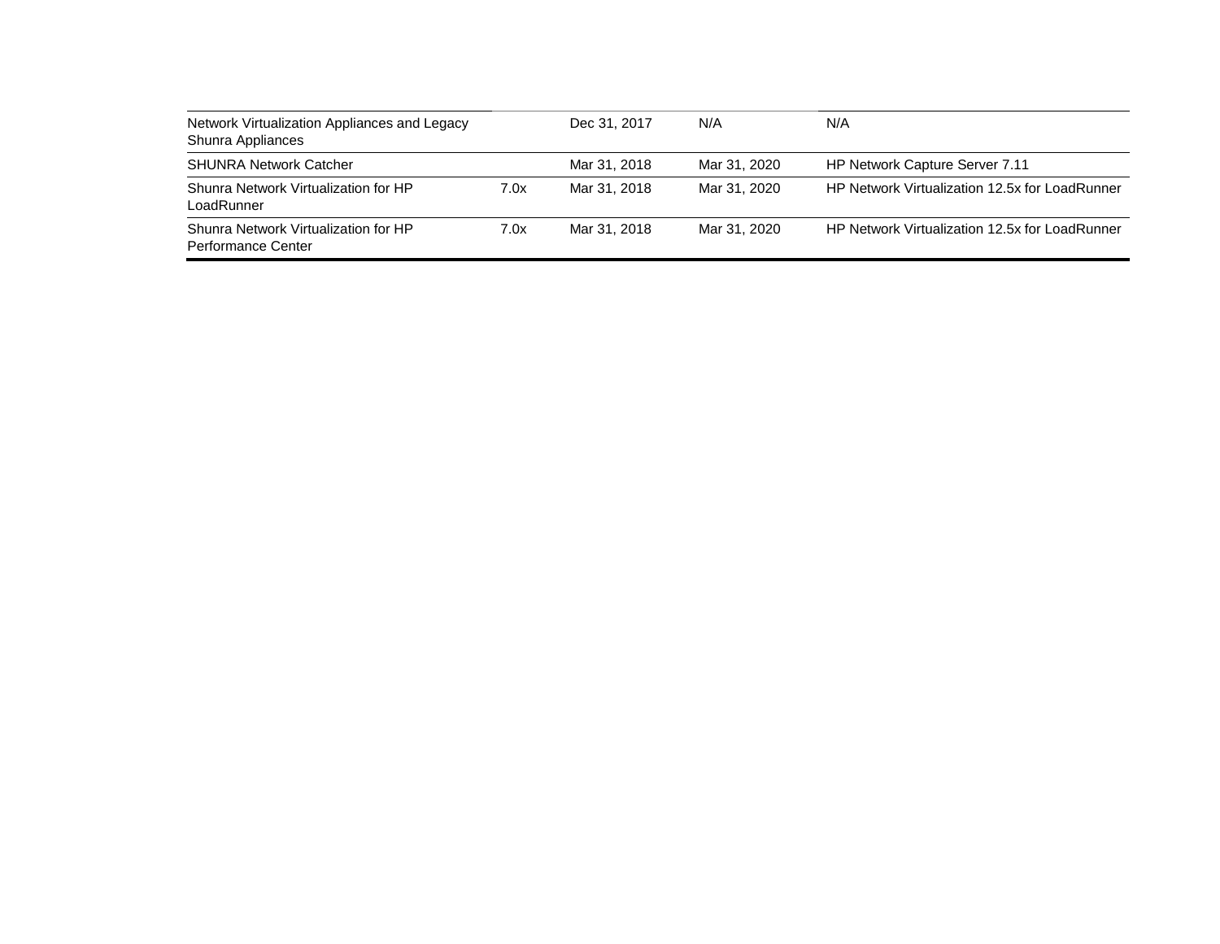| | | | | |
|---|---|---|---|---|
| Network Virtualization Appliances and Legacy Shunra Appliances | | Dec 31, 2017 | N/A | N/A |
| SHUNRA Network Catcher | | Mar 31, 2018 | Mar 31, 2020 | HP Network Capture Server 7.11 |
| Shunra Network Virtualization for HP LoadRunner | 7.0x | Mar 31, 2018 | Mar 31, 2020 | HP Network Virtualization 12.5x for LoadRunner |
| Shunra Network Virtualization for HP Performance Center | 7.0x | Mar 31, 2018 | Mar 31, 2020 | HP Network Virtualization 12.5x for LoadRunner |